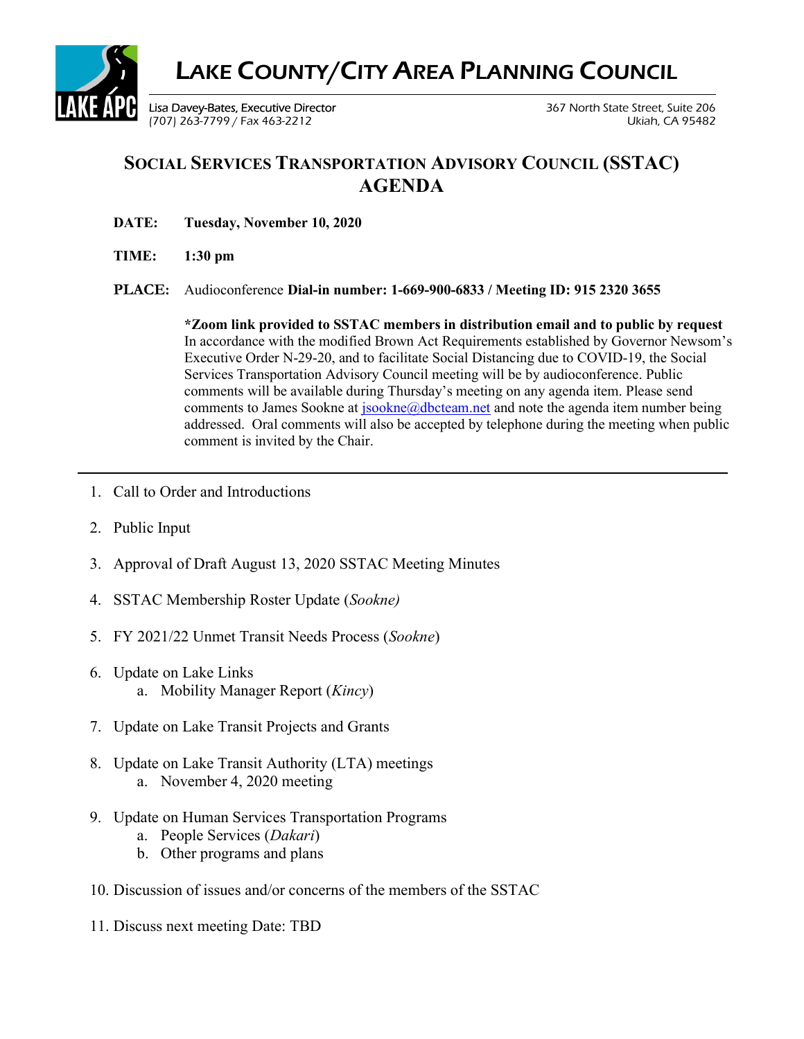# LAKE COUNTY/CITY AREA PLANNING COUNCIL

Lisa Davey-Bates, Executive Director
(707) 263-7799 / Fax 463-2212

367 North State Street, Suite 206
Ukiah, CA 95482

## SOCIAL SERVICES TRANSPORTATION ADVISORY COUNCIL (SSTAC) AGENDA

**DATE:** **Tuesday, November 10, 2020**

**TIME:** **1:30 pm**

**PLACE:** Audioconference **Dial-in number: 1-669-900-6833 / Meeting ID: 915 2320 3655**

**\*Zoom link provided to SSTAC members in distribution email and to public by request**
In accordance with the modified Brown Act Requirements established by Governor Newsom's Executive Order N-29-20, and to facilitate Social Distancing due to COVID-19, the Social Services Transportation Advisory Council meeting will be by audioconference. Public comments will be available during Thursday's meeting on any agenda item. Please send comments to James Sookne at jsookne@dbcteam.net and note the agenda item number being addressed. Oral comments will also be accepted by telephone during the meeting when public comment is invited by the Chair.

---

1. Call to Order and Introductions
2. Public Input
3. Approval of Draft August 13, 2020 SSTAC Meeting Minutes
4. SSTAC Membership Roster Update (*Sookne)*
5. FY 2021/22 Unmet Transit Needs Process (*Sookne*)
6. Update on Lake Links
   a. Mobility Manager Report (*Kincy*)
7. Update on Lake Transit Projects and Grants
8. Update on Lake Transit Authority (LTA) meetings
   a. November 4, 2020 meeting
9. Update on Human Services Transportation Programs
   a. People Services (*Dakari*)
   b. Other programs and plans
10. Discussion of issues and/or concerns of the members of the SSTAC
11. Discuss next meeting Date: TBD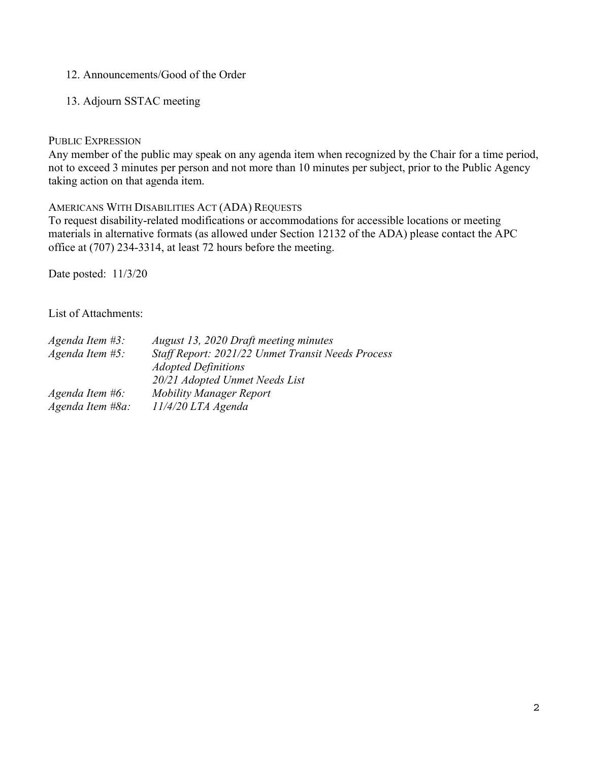12. Announcements/Good of the Order

13. Adjourn SSTAC meeting

PUBLIC EXPRESSION

Any member of the public may speak on any agenda item when recognized by the Chair for a time period, not to exceed 3 minutes per person and not more than 10 minutes per subject, prior to the Public Agency taking action on that agenda item.

AMERICANS WITH DISABILITIES ACT (ADA) REQUESTS

To request disability-related modifications or accommodations for accessible locations or meeting materials in alternative formats (as allowed under Section 12132 of the ADA) please contact the APC office at (707) 234-3314, at least 72 hours before the meeting.

Date posted: 11/3/20

List of Attachments:

| | |
|---|---|
| *Agenda Item #3:* | *August 13, 2020 Draft meeting minutes* |
| *Agenda Item #5:* | *Staff Report: 2021/22 Unmet Transit Needs Process* |
| | *Adopted Definitions* |
| | *20/21 Adopted Unmet Needs List* |
| *Agenda Item #6:* | *Mobility Manager Report* |
| *Agenda Item #8a:* | *11/4/20 LTA Agenda* |